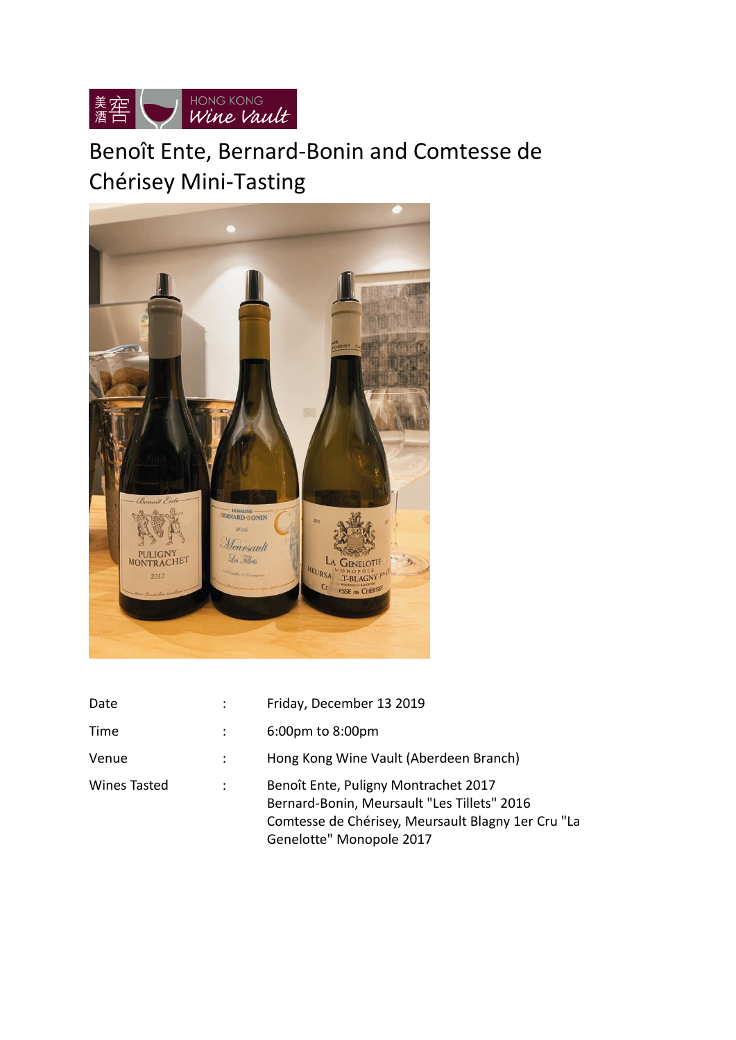# Benoît Ente, Bernard-Bonin and Comtesse de Chérisey Mini-Tasting

| | | |
|---|---|---|
| Date | : | Friday, December 13 2019 |
| Time | : | 6:00pm to 8:00pm |
| Venue | : | Hong Kong Wine Vault (Aberdeen Branch) |
| Wines Tasted | : | Benoît Ente, Puligny Montrachet 2017<br>Bernard-Bonin, Meursault "Les Tillets" 2016<br>Comtesse de Chérisey, Meursault Blagny 1er Cru "La Genelotte" Monopole 2017 |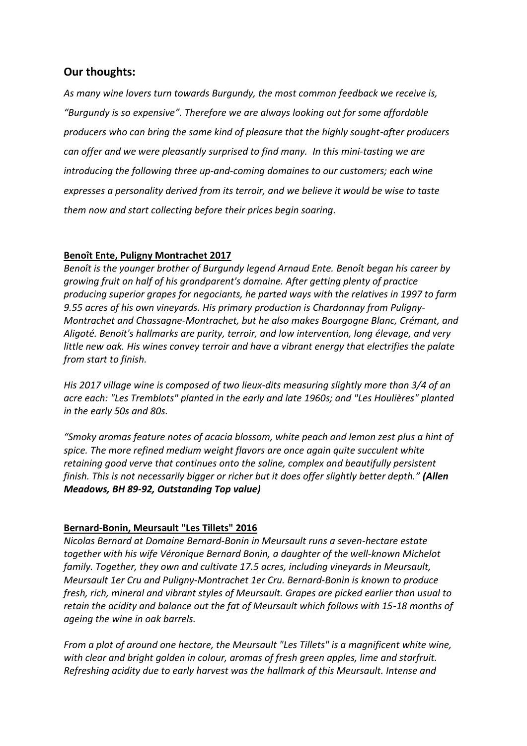## Our thoughts:

*As many wine lovers turn towards Burgundy, the most common feedback we receive is, "Burgundy is so expensive". Therefore we are always looking out for some affordable producers who can bring the same kind of pleasure that the highly sought-after producers can offer and we were pleasantly surprised to find many. In this mini-tasting we are introducing the following three up-and-coming domaines to our customers; each wine expresses a personality derived from its terroir, and we believe it would be wise to taste them now and start collecting before their prices begin soaring.*

**Benoît Ente, Puligny Montrachet 2017**

*Benoît is the younger brother of Burgundy legend Arnaud Ente. Benoît began his career by growing fruit on half of his grandparent's domaine. After getting plenty of practice producing superior grapes for negociants, he parted ways with the relatives in 1997 to farm 9.55 acres of his own vineyards. His primary production is Chardonnay from Puligny-Montrachet and Chassagne-Montrachet, but he also makes Bourgogne Blanc, Crémant, and Aligoté. Benoit's hallmarks are purity, terroir, and low intervention, long élevage, and very little new oak. His wines convey terroir and have a vibrant energy that electrifies the palate from start to finish.*

*His 2017 village wine is composed of two lieux-dits measuring slightly more than 3/4 of an acre each: "Les Tremblots" planted in the early and late 1960s; and "Les Houlières" planted in the early 50s and 80s.*

*"Smoky aromas feature notes of acacia blossom, white peach and lemon zest plus a hint of spice. The more refined medium weight flavors are once again quite succulent white retaining good verve that continues onto the saline, complex and beautifully persistent finish. This is not necessarily bigger or richer but it does offer slightly better depth."* ***(Allen Meadows, BH 89-92, Outstanding Top value)***

**Bernard-Bonin, Meursault "Les Tillets" 2016**

*Nicolas Bernard at Domaine Bernard-Bonin in Meursault runs a seven-hectare estate together with his wife Véronique Bernard Bonin, a daughter of the well-known Michelot family. Together, they own and cultivate 17.5 acres, including vineyards in Meursault, Meursault 1er Cru and Puligny-Montrachet 1er Cru. Bernard-Bonin is known to produce fresh, rich, mineral and vibrant styles of Meursault. Grapes are picked earlier than usual to retain the acidity and balance out the fat of Meursault which follows with 15-18 months of ageing the wine in oak barrels.*

*From a plot of around one hectare, the Meursault "Les Tillets" is a magnificent white wine, with clear and bright golden in colour, aromas of fresh green apples, lime and starfruit. Refreshing acidity due to early harvest was the hallmark of this Meursault. Intense and*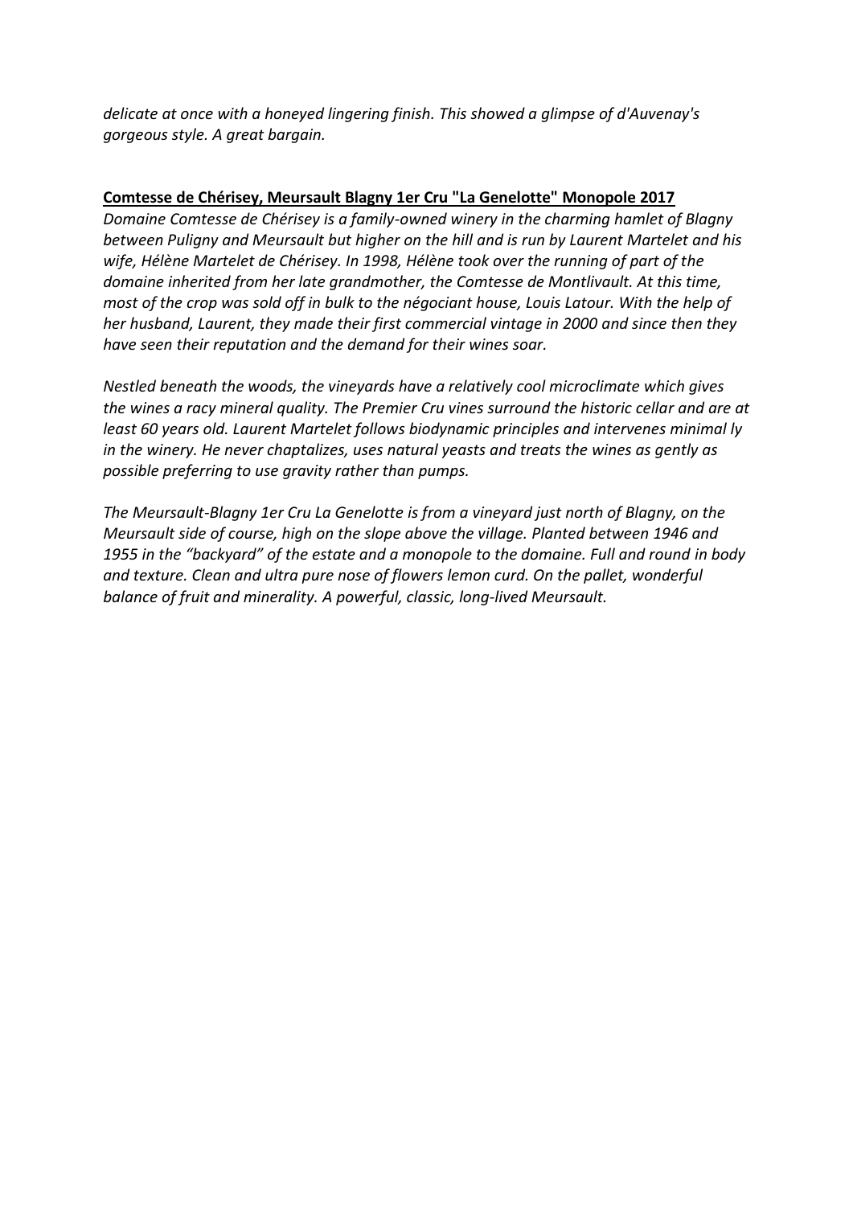*delicate at once with a honeyed lingering finish. This showed a glimpse of d'Auvenay's gorgeous style. A great bargain.*

**Comtesse de Chérisey, Meursault Blagny 1er Cru "La Genelotte" Monopole 2017**

*Domaine Comtesse de Chérisey is a family-owned winery in the charming hamlet of Blagny between Puligny and Meursault but higher on the hill and is run by Laurent Martelet and his wife, Hélène Martelet de Chérisey. In 1998, Hélène took over the running of part of the domaine inherited from her late grandmother, the Comtesse de Montlivault. At this time, most of the crop was sold off in bulk to the négociant house, Louis Latour. With the help of her husband, Laurent, they made their first commercial vintage in 2000 and since then they have seen their reputation and the demand for their wines soar.*

*Nestled beneath the woods, the vineyards have a relatively cool microclimate which gives the wines a racy mineral quality. The Premier Cru vines surround the historic cellar and are at least 60 years old. Laurent Martelet follows biodynamic principles and intervenes minimal ly in the winery. He never chaptalizes, uses natural yeasts and treats the wines as gently as possible preferring to use gravity rather than pumps.*

*The Meursault-Blagny 1er Cru La Genelotte is from a vineyard just north of Blagny, on the Meursault side of course, high on the slope above the village. Planted between 1946 and 1955 in the "backyard" of the estate and a monopole to the domaine. Full and round in body and texture. Clean and ultra pure nose of flowers lemon curd. On the pallet, wonderful balance of fruit and minerality. A powerful, classic, long-lived Meursault.*